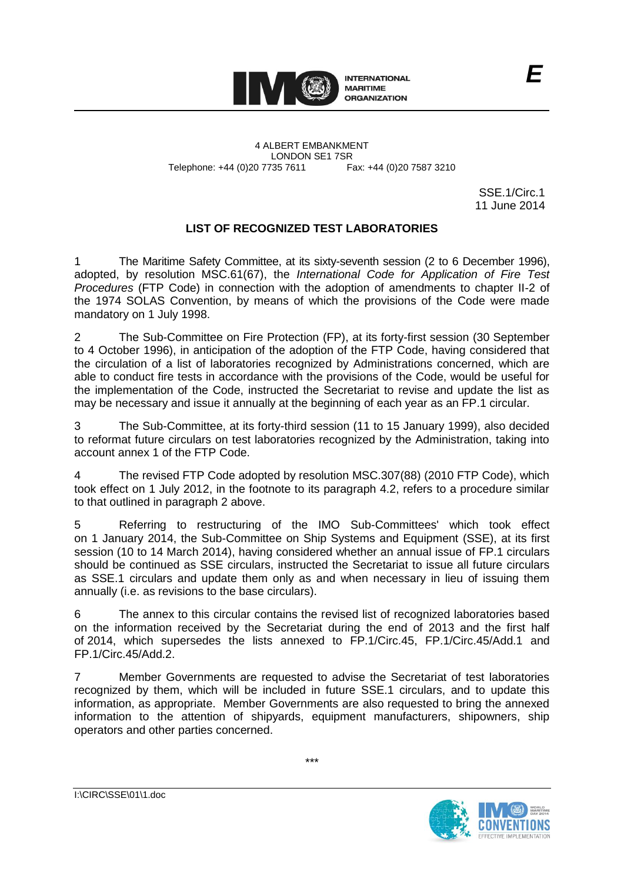INTERNATIONAL MARITIME ORGANIZATION

E

4 ALBERT EMBANKMENT
LONDON SE1 7SR
Telephone: +44 (0)20 7735 7611 Fax: +44 (0)20 7587 3210

SSE.1/Circ.1
11 June 2014

## LIST OF RECOGNIZED TEST LABORATORIES

1 The Maritime Safety Committee, at its sixty-seventh session (2 to 6 December 1996), adopted, by resolution MSC.61(67), the *International Code for Application of Fire Test Procedures* (FTP Code) in connection with the adoption of amendments to chapter II-2 of the 1974 SOLAS Convention, by means of which the provisions of the Code were made mandatory on 1 July 1998.

2 The Sub-Committee on Fire Protection (FP), at its forty-first session (30 September to 4 October 1996), in anticipation of the adoption of the FTP Code, having considered that the circulation of a list of laboratories recognized by Administrations concerned, which are able to conduct fire tests in accordance with the provisions of the Code, would be useful for the implementation of the Code, instructed the Secretariat to revise and update the list as may be necessary and issue it annually at the beginning of each year as an FP.1 circular.

3 The Sub-Committee, at its forty-third session (11 to 15 January 1999), also decided to reformat future circulars on test laboratories recognized by the Administration, taking into account annex 1 of the FTP Code.

4 The revised FTP Code adopted by resolution MSC.307(88) (2010 FTP Code), which took effect on 1 July 2012, in the footnote to its paragraph 4.2, refers to a procedure similar to that outlined in paragraph 2 above.

5 Referring to restructuring of the IMO Sub-Committees' which took effect on 1 January 2014, the Sub-Committee on Ship Systems and Equipment (SSE), at its first session (10 to 14 March 2014), having considered whether an annual issue of FP.1 circulars should be continued as SSE circulars, instructed the Secretariat to issue all future circulars as SSE.1 circulars and update them only as and when necessary in lieu of issuing them annually (i.e. as revisions to the base circulars).

6 The annex to this circular contains the revised list of recognized laboratories based on the information received by the Secretariat during the end of 2013 and the first half of 2014, which supersedes the lists annexed to FP.1/Circ.45, FP.1/Circ.45/Add.1 and FP.1/Circ.45/Add.2.

7 Member Governments are requested to advise the Secretariat of test laboratories recognized by them, which will be included in future SSE.1 circulars, and to update this information, as appropriate. Member Governments are also requested to bring the annexed information to the attention of shipyards, equipment manufacturers, shipowners, ship operators and other parties concerned.

\*\*\*

I:\CIRC\SSE\01\1.doc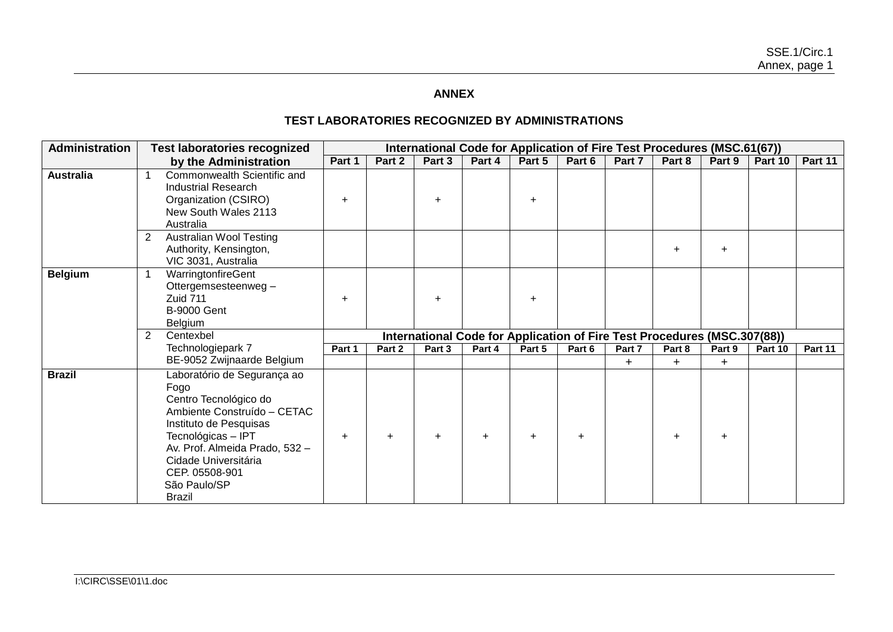## ANNEX

## TEST LABORATORIES RECOGNIZED BY ADMINISTRATIONS

| Administration | Test laboratories recognized by the Administration | International Code for Application of Fire Test Procedures (MSC.61(67)) | | | | | | | | | | |
|---|---|---|---|---|---|---|---|---|---|---|---|---|
| | | Part 1 | Part 2 | Part 3 | Part 4 | Part 5 | Part 6 | Part 7 | Part 8 | Part 9 | Part 10 | Part 11 |
| **Australia** | 1 Commonwealth Scientific and Industrial Research Organization (CSIRO) New South Wales 2113 Australia | + | | + | | + | | | | | | |
| | 2 Australian Wool Testing Authority, Kensington, VIC 3031, Australia | | | | | | | | + | + | | |
| **Belgium** | 1 WarringtonfireGent Ottergemsesteenweg – Zuid 711 B-9000 Gent Belgium | + | | + | | + | | | | | | |
| | 2 Centexbel Technologiepark 7 BE-9052 Zwijnaarde Belgium | **International Code for Application of Fire Test Procedures (MSC.307(88))** | | | | | | | | | | |
| | | Part 1 | Part 2 | Part 3 | Part 4 | Part 5 | Part 6 | Part 7 | Part 8 | Part 9 | Part 10 | Part 11 |
| | | | | | | | | + | + | + | | |
| **Brazil** | Laboratório de Segurança ao Fogo Centro Tecnológico do Ambiente Construído – CETAC Instituto de Pesquisas Tecnológicas – IPT Av. Prof. Almeida Prado, 532 – Cidade Universitária CEP. 05508-901 São Paulo/SP Brazil | + | + | + | + | + | + | | + | + | | |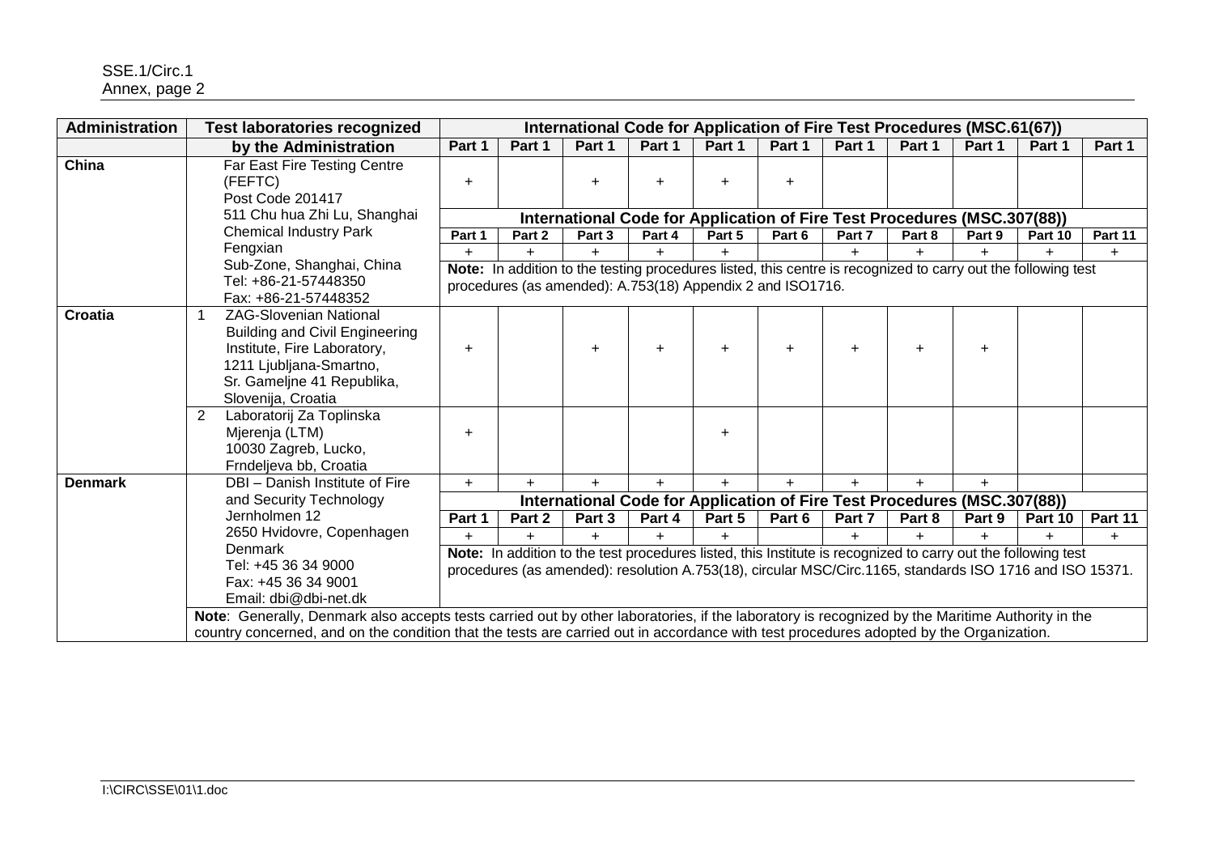| Administration | Test laboratories recognized by the Administration | International Code for Application of Fire Test Procedures (MSC.61(67)) | | | | | | | | | | |
|---|---|---|---|---|---|---|---|---|---|---|---|---|
| | | Part 1 | Part 1 | Part 1 | Part 1 | Part 1 | Part 1 | Part 1 | Part 1 | Part 1 | Part 1 | Part 1 |
| **China** | Far East Fire Testing Centre (FEFTC) Post Code 201417 511 Chu hua Zhi Lu, Shanghai Chemical Industry Park Fengxian Sub-Zone, Shanghai, China Tel: +86-21-57448350 Fax: +86-21-57448352 | + | | + | + | + | + | | | | | |
| | | **International Code for Application of Fire Test Procedures (MSC.307(88))** | | | | | | | | | | |
| | | Part 1 | Part 2 | Part 3 | Part 4 | Part 5 | Part 6 | Part 7 | Part 8 | Part 9 | Part 10 | Part 11 |
| | | + | + | + | + | + | + | + | + | + | + | + |
| | | **Note:** In addition to the testing procedures listed, this centre is recognized to carry out the following test procedures (as amended): A.753(18) Appendix 2 and ISO1716. | | | | | | | | | | |
| **Croatia** | 1 ZAG-Slovenian National Building and Civil Engineering Institute, Fire Laboratory, 1211 Ljubljana-Smartno, Sr. Gameljne 41 Republika, Slovenija, Croatia | + | | + | + | + | + | + | + | + | | |
| | 2 Laboratorij Za Toplinska Mjerenja (LTM) 10030 Zagreb, Lucko, Frndeljeva bb, Croatia | + | | | | + | | | | | | |
| **Denmark** | DBI – Danish Institute of Fire and Security Technology Jernholmen 12 2650 Hvidovre, Copenhagen Denmark Tel: +45 36 34 9000 Fax: +45 36 34 9001 Email: dbi@dbi-net.dk | + | + | + | + | + | + | + | + | + | | |
| | | **International Code for Application of Fire Test Procedures (MSC.307(88))** | | | | | | | | | | |
| | | Part 1 | Part 2 | Part 3 | Part 4 | Part 5 | Part 6 | Part 7 | Part 8 | Part 9 | Part 10 | Part 11 |
| | | + | + | + | + | + | | + | + | + | + | + |
| | | **Note:** In addition to the test procedures listed, this Institute is recognized to carry out the following test procedures (as amended): resolution A.753(18), circular MSC/Circ.1165, standards ISO 1716 and ISO 15371. | | | | | | | | | | |
| | **Note**: Generally, Denmark also accepts tests carried out by other laboratories, if the laboratory is recognized by the Maritime Authority in the country concerned, and on the condition that the tests are carried out in accordance with test procedures adopted by the Organization. | | | | | | | | | | | |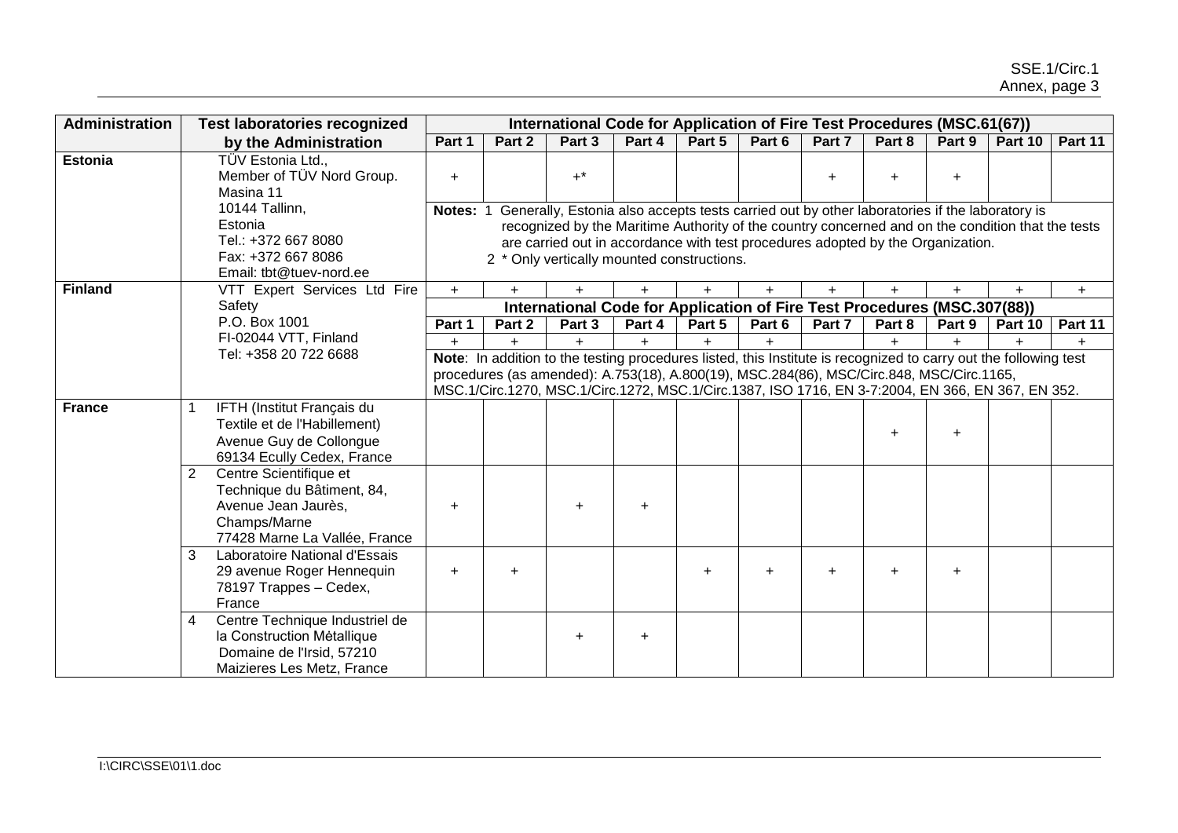| Administration | Test laboratories recognized by the Administration | International Code for Application of Fire Test Procedures (MSC.61(67)) | | | | | | | | | | |
|---|---|---|---|---|---|---|---|---|---|---|---|---|
| | | Part 1 | Part 2 | Part 3 | Part 4 | Part 5 | Part 6 | Part 7 | Part 8 | Part 9 | Part 10 | Part 11 |
| **Estonia** | TÜV Estonia Ltd., Member of TÜV Nord Group. Masina 11 10144 Tallinn, Estonia Tel.: +372 667 8080 Fax: +372 667 8086 Email: tbt@tuev-nord.ee | + | | +* | | | | + | + | + | | |
| | | **Notes:** 1 Generally, Estonia also accepts tests carried out by other laboratories if the laboratory is recognized by the Maritime Authority of the country concerned and on the condition that the tests are carried out in accordance with test procedures adopted by the Organization. 2 * Only vertically mounted constructions. | | | | | | | | | | |
| **Finland** | VTT Expert Services Ltd Fire Safety P.O. Box 1001 FI-02044 VTT, Finland Tel: +358 20 722 6688 | + | + | + | + | + | + | + | + | + | + | + |
| | | **International Code for Application of Fire Test Procedures (MSC.307(88))** | | | | | | | | | | |
| | | Part 1 | Part 2 | Part 3 | Part 4 | Part 5 | Part 6 | Part 7 | Part 8 | Part 9 | Part 10 | Part 11 |
| | | + | + | + | + | + | + | | + | + | + | + |
| | | **Note**: In addition to the testing procedures listed, this Institute is recognized to carry out the following test procedures (as amended): A.753(18), A.800(19), MSC.284(86), MSC/Circ.848, MSC/Circ.1165, MSC.1/Circ.1270, MSC.1/Circ.1272, MSC.1/Circ.1387, ISO 1716, EN 3-7:2004, EN 366, EN 367, EN 352. | | | | | | | | | | |
| **France** | 1 IFTH (Institut Français du Textile et de l'Habillement) Avenue Guy de Collongue 69134 Ecully Cedex, France | | | | | | | | + | + | | |
| | 2 Centre Scientifique et Technique du Bâtiment, 84, Avenue Jean Jaurès, Champs/Marne 77428 Marne La Vallée, France | + | | + | + | | | | | | | |
| | 3 Laboratoire National d'Essais 29 avenue Roger Hennequin 78197 Trappes – Cedex, France | + | + | | | + | + | + | + | + | | |
| | 4 Centre Technique Industriel de la Construction Mètallique Domaine de l'Irsid, 57210 Maizieres Les Metz, France | | | + | + | | | | | | | |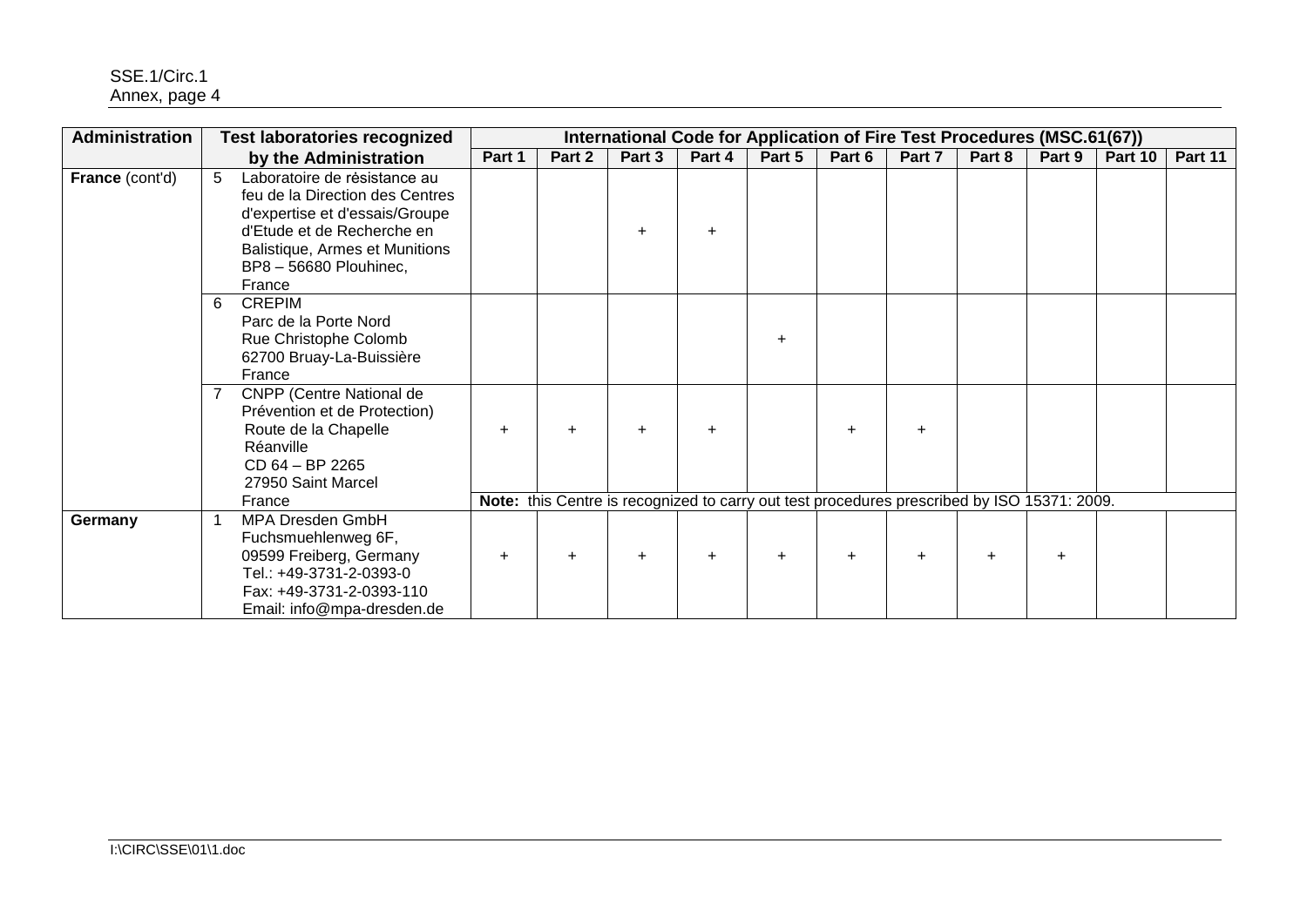| Administration | Test laboratories recognized by the Administration | International Code for Application of Fire Test Procedures (MSC.61(67)) | | | | | | | | | | |
|---|---|---|---|---|---|---|---|---|---|---|---|---|
| | | Part 1 | Part 2 | Part 3 | Part 4 | Part 5 | Part 6 | Part 7 | Part 8 | Part 9 | Part 10 | Part 11 |
| **France** (cont'd) | 5 Laboratoire de résistance au feu de la Direction des Centres d'expertise et d'essais/Groupe d'Etude et de Recherche en Balistique, Armes et Munitions BP8 – 56680 Plouhinec, France | | | + | + | | | | | | | |
| | 6 CREPIM Parc de la Porte Nord Rue Christophe Colomb 62700 Bruay-La-Buissière France | | | | | + | | | | | | |
| | 7 CNPP (Centre National de Prévention et de Protection) Route de la Chapelle Réanville CD 64 – BP 2265 27950 Saint Marcel France | + | + | + | + | | + | + | | | | |
| | | **Note:** this Centre is recognized to carry out test procedures prescribed by ISO 15371: 2009. | | | | | | | | | | |
| **Germany** | 1 MPA Dresden GmbH Fuchsmuehlenweg 6F, 09599 Freiberg, Germany Tel.: +49-3731-2-0393-0 Fax: +49-3731-2-0393-110 Email: info@mpa-dresden.de | + | + | + | + | + | + | + | + | + | | |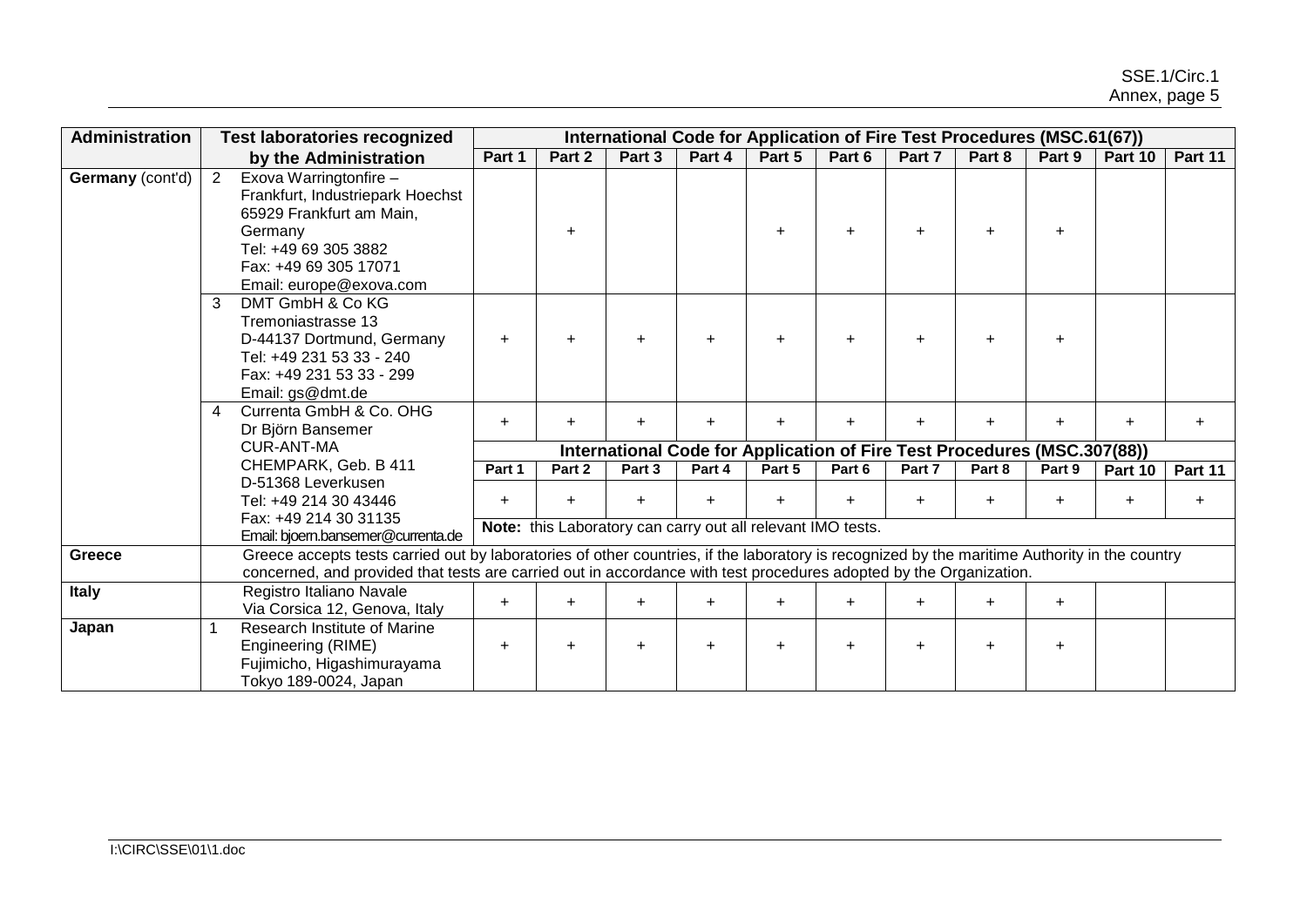| Administration | Test laboratories recognized by the Administration | International Code for Application of Fire Test Procedures (MSC.61(67)) | | | | | | | | | | |
|---|---|---|---|---|---|---|---|---|---|---|---|---|
| | | Part 1 | Part 2 | Part 3 | Part 4 | Part 5 | Part 6 | Part 7 | Part 8 | Part 9 | Part 10 | Part 11 |
| **Germany** (cont'd) | 2 Exova Warringtonfire – Frankfurt, Industriepark Hoechst 65929 Frankfurt am Main, Germany Tel: +49 69 305 3882 Fax: +49 69 305 17071 Email: europe@exova.com | | + | | | + | + | + | + | + | | |
| | 3 DMT GmbH & Co KG Tremoniastrasse 13 D-44137 Dortmund, Germany Tel: +49 231 53 33 - 240 Fax: +49 231 53 33 - 299 Email: gs@dmt.de | + | + | + | + | + | + | + | + | + | | |
| | 4 Currenta GmbH & Co. OHG Dr Björn Bansemer CUR-ANT-MA CHEMPARK, Geb. B 411 D-51368 Leverkusen Tel: +49 214 30 43446 Fax: +49 214 30 31135 Email: bjoern.bansemer@currenta.de | + | + | + | + | + | + | + | + | + | + | + |
| | | **International Code for Application of Fire Test Procedures (MSC.307(88))** | | | | | | | | | | |
| | | Part 1 | Part 2 | Part 3 | Part 4 | Part 5 | Part 6 | Part 7 | Part 8 | Part 9 | Part 10 | Part 11 |
| | | + | + | + | + | + | + | + | + | + | + | + |
| | | **Note:** this Laboratory can carry out all relevant IMO tests. | | | | | | | | | | |
| **Greece** | Greece accepts tests carried out by laboratories of other countries, if the laboratory is recognized by the maritime Authority in the country concerned, and provided that tests are carried out in accordance with test procedures adopted by the Organization. | | | | | | | | | | | |
| **Italy** | Registro Italiano Navale Via Corsica 12, Genova, Italy | + | + | + | + | + | + | + | + | + | | |
| **Japan** | 1 Research Institute of Marine Engineering (RIME) Fujimicho, Higashimurayama Tokyo 189-0024, Japan | + | + | + | + | + | + | + | + | + | | |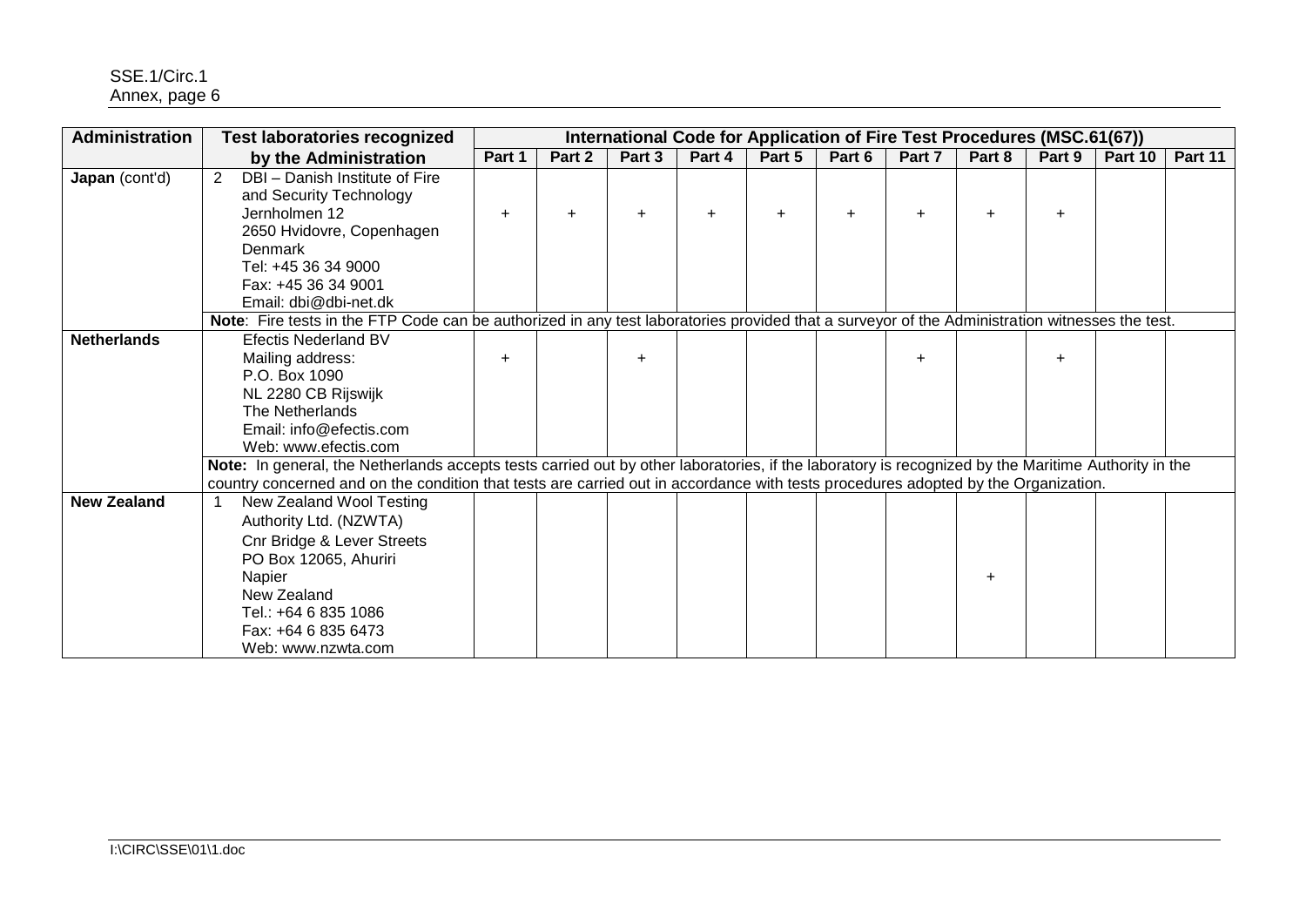| Administration | Test laboratories recognized by the Administration | International Code for Application of Fire Test Procedures (MSC.61(67)) | | | | | | | | | | |
|---|---|---|---|---|---|---|---|---|---|---|---|---|
| | | Part 1 | Part 2 | Part 3 | Part 4 | Part 5 | Part 6 | Part 7 | Part 8 | Part 9 | Part 10 | Part 11 |
| **Japan** (cont'd) | 2 DBI – Danish Institute of Fire and Security Technology<br>Jernholmen 12<br>2650 Hvidovre, Copenhagen<br>Denmark<br>Tel: +45 36 34 9000<br>Fax: +45 36 34 9001<br>Email: dbi@dbi-net.dk | + | + | + | + | + | + | + | + | + | | |
| | **Note**: Fire tests in the FTP Code can be authorized in any test laboratories provided that a surveyor of the Administration witnesses the test. | | | | | | | | | | | |
| **Netherlands** | Efectis Nederland BV<br>Mailing address:<br>P.O. Box 1090<br>NL 2280 CB Rijswijk<br>The Netherlands<br>Email: info@efectis.com<br>Web: www.efectis.com | + | | + | | | | + | | + | | |
| | **Note:** In general, the Netherlands accepts tests carried out by other laboratories, if the laboratory is recognized by the Maritime Authority in the country concerned and on the condition that tests are carried out in accordance with tests procedures adopted by the Organization. | | | | | | | | | | | |
| **New Zealand** | 1 New Zealand Wool Testing Authority Ltd. (NZWTA)<br>Cnr Bridge & Lever Streets<br>PO Box 12065, Ahuriri<br>Napier<br>New Zealand<br>Tel.: +64 6 835 1086<br>Fax: +64 6 835 6473<br>Web: www.nzwta.com | | | | | | | | + | | | |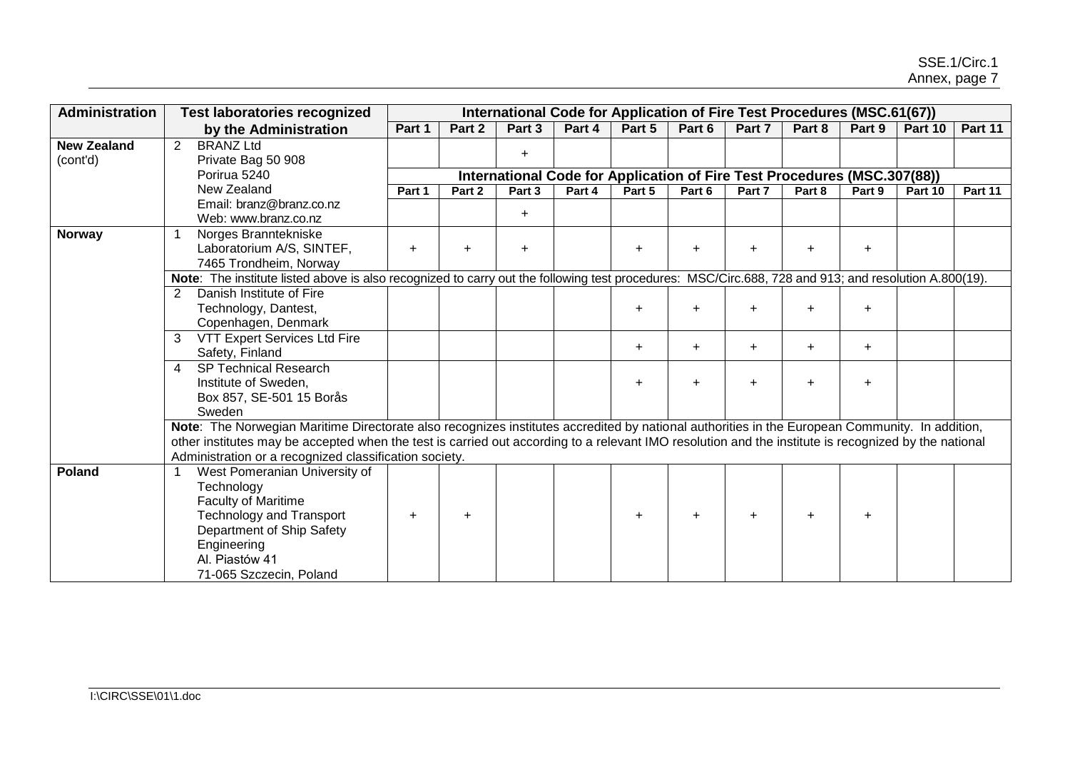| Administration | Test laboratories recognized by the Administration | International Code for Application of Fire Test Procedures (MSC.61(67)) | | | | | | | | | | |
|---|---|---|---|---|---|---|---|---|---|---|---|---|
| | | Part 1 | Part 2 | Part 3 | Part 4 | Part 5 | Part 6 | Part 7 | Part 8 | Part 9 | Part 10 | Part 11 |
| **New Zealand** (cont'd) | 2 BRANZ Ltd Private Bag 50 908 Porirua 5240 New Zealand Email: branz@branz.co.nz Web: www.branz.co.nz | | | + | | | | | | | | |
| | | **International Code for Application of Fire Test Procedures (MSC.307(88))** | | | | | | | | | | |
| | | Part 1 | Part 2 | Part 3 | Part 4 | Part 5 | Part 6 | Part 7 | Part 8 | Part 9 | Part 10 | Part 11 |
| | | | | + | | | | | | | | |
| **Norway** | 1 Norges Branntekniske Laboratorium A/S, SINTEF, 7465 Trondheim, Norway | + | + | + | | + | + | + | + | + | | |
| | **Note**: The institute listed above is also recognized to carry out the following test procedures: MSC/Circ.688, 728 and 913; and resolution A.800(19). | | | | | | | | | | | |
| | 2 Danish Institute of Fire Technology, Dantest, Copenhagen, Denmark | | | | | + | + | + | + | + | | |
| | 3 VTT Expert Services Ltd Fire Safety, Finland | | | | | + | + | + | + | + | | |
| | 4 SP Technical Research Institute of Sweden, Box 857, SE-501 15 Borås Sweden | | | | | + | + | + | + | + | | |
| | **Note**: The Norwegian Maritime Directorate also recognizes institutes accredited by national authorities in the European Community. In addition, other institutes may be accepted when the test is carried out according to a relevant IMO resolution and the institute is recognized by the national Administration or a recognized classification society. | | | | | | | | | | | |
| **Poland** | 1 West Pomeranian University of Technology Faculty of Maritime Technology and Transport Department of Ship Safety Engineering Al. Piastów 41 71-065 Szczecin, Poland | + | + | | | + | + | + | + | + | | |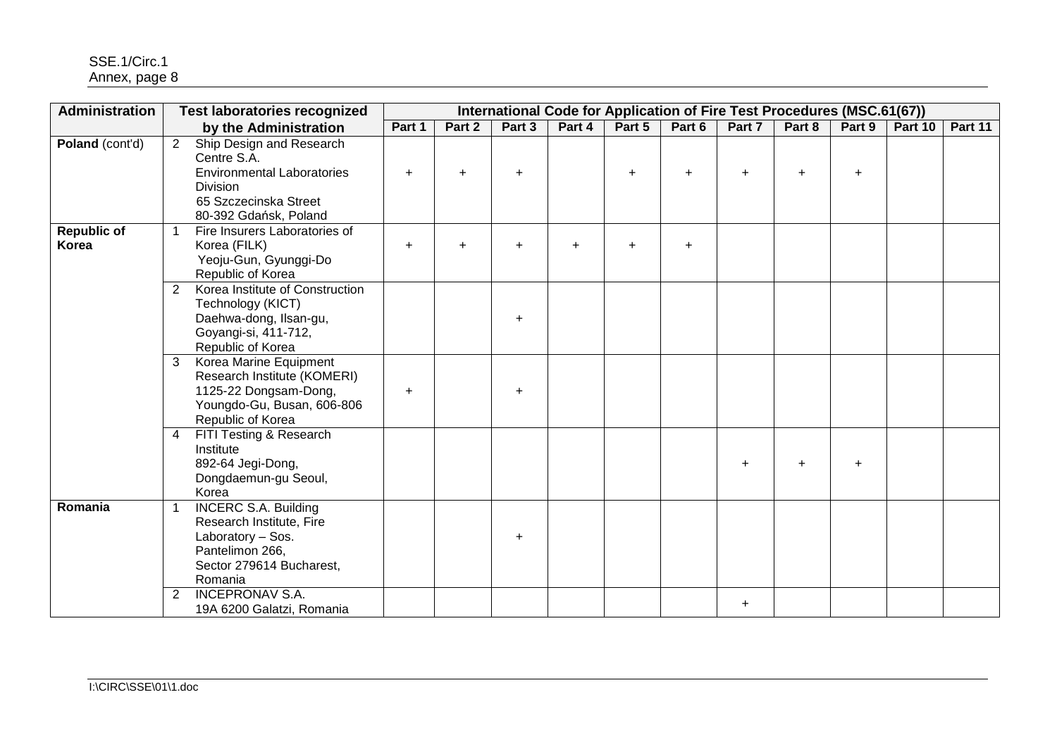| Administration | Test laboratories recognized by the Administration | International Code for Application of Fire Test Procedures (MSC.61(67)) | | | | | | | | | | |
|---|---|---|---|---|---|---|---|---|---|---|---|---|
| | | Part 1 | Part 2 | Part 3 | Part 4 | Part 5 | Part 6 | Part 7 | Part 8 | Part 9 | Part 10 | Part 11 |
| **Poland** (cont'd) | 2 Ship Design and Research Centre S.A. Environmental Laboratories Division 65 Szczecinska Street 80-392 Gdańsk, Poland | + | + | + | | + | + | + | + | + | | |
| **Republic of Korea** | 1 Fire Insurers Laboratories of Korea (FILK) Yeoju-Gun, Gyunggi-Do Republic of Korea | + | + | + | + | + | + | | | | | |
| | 2 Korea Institute of Construction Technology (KICT) Daehwa-dong, Ilsan-gu, Goyangi-si, 411-712, Republic of Korea | | | + | | | | | | | | |
| | 3 Korea Marine Equipment Research Institute (KOMERI) 1125-22 Dongsam-Dong, Youngdo-Gu, Busan, 606-806 Republic of Korea | + | | + | | | | | | | | |
| | 4 FITI Testing & Research Institute 892-64 Jegi-Dong, Dongdaemun-gu Seoul, Korea | | | | | | | + | + | + | | |
| **Romania** | 1 INCERC S.A. Building Research Institute, Fire Laboratory – Sos. Pantelimon 266, Sector 279614 Bucharest, Romania | | | + | | | | | | | | |
| | 2 INCEPRONAV S.A. 19A 6200 Galatzi, Romania | | | | | | | + | | | | |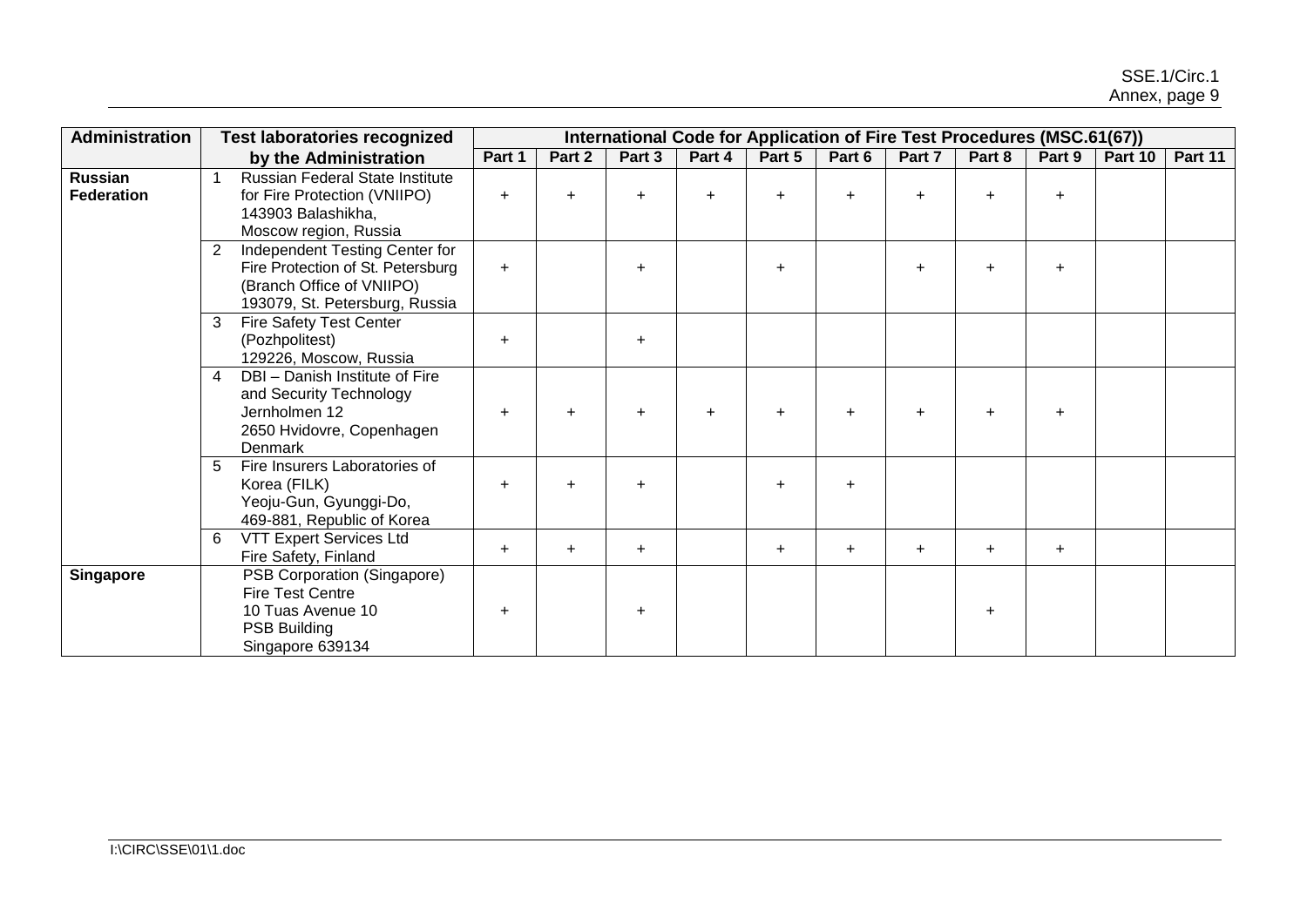| Administration | Test laboratories recognized by the Administration | International Code for Application of Fire Test Procedures (MSC.61(67)) | | | | | | | | | | |
|---|---|---|---|---|---|---|---|---|---|---|---|---|
| | | Part 1 | Part 2 | Part 3 | Part 4 | Part 5 | Part 6 | Part 7 | Part 8 | Part 9 | Part 10 | Part 11 |
| **Russian Federation** | 1 Russian Federal State Institute for Fire Protection (VNIIPO) 143903 Balashikha, Moscow region, Russia | + | + | + | + | + | + | + | + | + | | |
| | 2 Independent Testing Center for Fire Protection of St. Petersburg (Branch Office of VNIIPO) 193079, St. Petersburg, Russia | + | | + | | + | | + | + | + | | |
| | 3 Fire Safety Test Center (Pozhpolitest) 129226, Moscow, Russia | + | | + | | | | | | | | |
| | 4 DBI – Danish Institute of Fire and Security Technology Jernholmen 12 2650 Hvidovre, Copenhagen Denmark | + | + | + | + | + | + | + | + | + | | |
| | 5 Fire Insurers Laboratories of Korea (FILK) Yeoju-Gun, Gyunggi-Do, 469-881, Republic of Korea | + | + | + | | + | + | | | | | |
| | 6 VTT Expert Services Ltd Fire Safety, Finland | + | + | + | | + | + | + | + | + | | |
| **Singapore** | PSB Corporation (Singapore) Fire Test Centre 10 Tuas Avenue 10 PSB Building Singapore 639134 | + | | + | | | | | + | | | |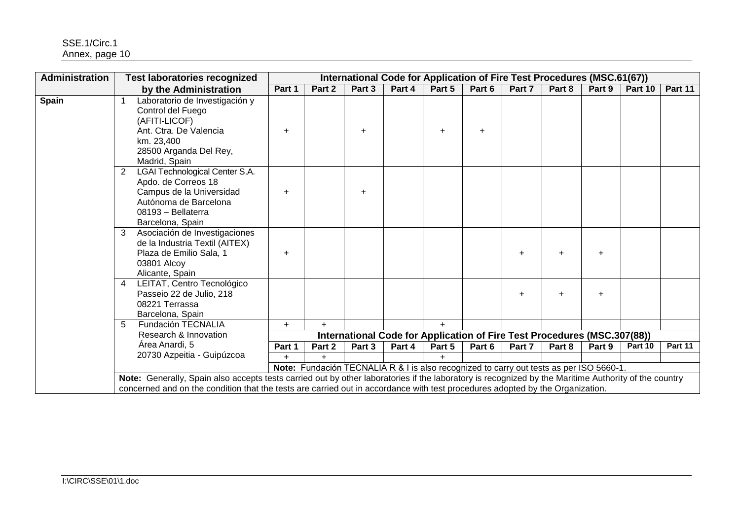| Administration | Test laboratories recognized by the Administration | International Code for Application of Fire Test Procedures (MSC.61(67)) | | | | | | | | | | |
|---|---|---|---|---|---|---|---|---|---|---|---|---|
| | | Part 1 | Part 2 | Part 3 | Part 4 | Part 5 | Part 6 | Part 7 | Part 8 | Part 9 | Part 10 | Part 11 |
| **Spain** | 1 Laboratorio de Investigación y Control del Fuego (AFITI-LICOF) Ant. Ctra. De Valencia km. 23,400 28500 Arganda Del Rey, Madrid, Spain | + | | + | | + | + | | | | | |
| | 2 LGAI Technological Center S.A. Apdo. de Correos 18 Campus de la Universidad Autónoma de Barcelona 08193 – Bellaterra Barcelona, Spain | + | | + | | | | | | | | |
| | 3 Asociación de Investigaciones de la Industria Textil (AITEX) Plaza de Emilio Sala, 1 03801 Alcoy Alicante, Spain | + | | | | | | + | + | + | | |
| | 4 LEITAT, Centro Tecnológico Passeio 22 de Julio, 218 08221 Terrassa Barcelona, Spain | | | | | | | + | + | + | | |
| | 5 Fundación TECNALIA Research & Innovation Área Anardi, 5 20730 Azpeitia - Guipúzcoa | + | + | | | + | | | | | | |
| | | International Code for Application of Fire Test Procedures (MSC.307(88)) | | | | | | | | | | |
| | | Part 1 | Part 2 | Part 3 | Part 4 | Part 5 | Part 6 | Part 7 | Part 8 | Part 9 | Part 10 | Part 11 |
| | | + | + | | | + | | | | | | |
| | | **Note:** Fundación TECNALIA R & I is also recognized to carry out tests as per ISO 5660-1. | | | | | | | | | | |
| | **Note:** Generally, Spain also accepts tests carried out by other laboratories if the laboratory is recognized by the Maritime Authority of the country concerned and on the condition that the tests are carried out in accordance with test procedures adopted by the Organization. | | | | | | | | | | | |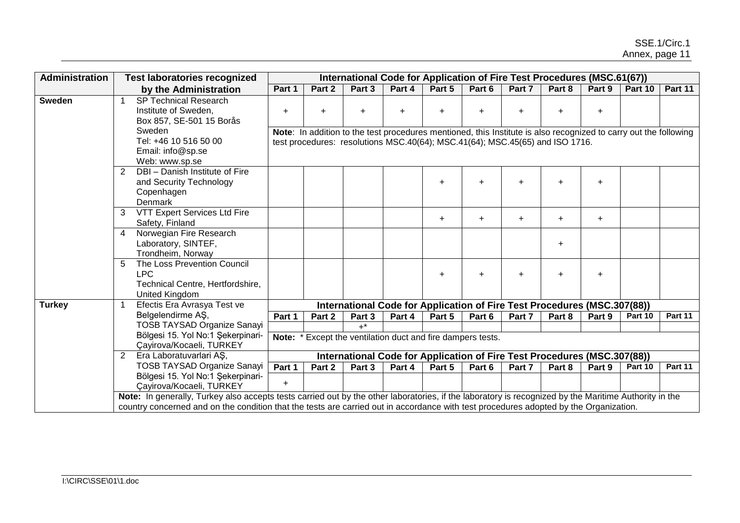| Administration | Test laboratories recognized by the Administration | International Code for Application of Fire Test Procedures (MSC.61(67)) | | | | | | | | | | |
|---|---|---|---|---|---|---|---|---|---|---|---|---|
| | | Part 1 | Part 2 | Part 3 | Part 4 | Part 5 | Part 6 | Part 7 | Part 8 | Part 9 | Part 10 | Part 11 |
| **Sweden** | 1 SP Technical Research Institute of Sweden, Box 857, SE-501 15 Borås Sweden Tel: +46 10 516 50 00 Email: info@sp.se Web: www.sp.se | + | + | + | + | + | + | + | + | + | | |
| | | **Note**: In addition to the test procedures mentioned, this Institute is also recognized to carry out the following test procedures: resolutions MSC.40(64); MSC.41(64); MSC.45(65) and ISO 1716. | | | | | | | | | | |
| | 2 DBI – Danish Institute of Fire and Security Technology Copenhagen Denmark | | | | | + | + | + | + | + | | |
| | 3 VTT Expert Services Ltd Fire Safety, Finland | | | | | + | + | + | + | + | | |
| | 4 Norwegian Fire Research Laboratory, SINTEF, Trondheim, Norway | | | | | | | | + | | | |
| | 5 The Loss Prevention Council LPC Technical Centre, Hertfordshire, United Kingdom | | | | | + | + | + | + | + | | |
| **Turkey** | 1 Efectis Era Avrasya Test ve Belgelendirme AŞ, TOSB TAYSAD Organize Sanayi Bölgesi 15. Yol No:1 Şekerpinari-Çayirova/Kocaeli, TURKEY | International Code for Application of Fire Test Procedures (MSC.307(88)) | | | | | | | | | | |
| | | Part 1 | Part 2 | Part 3 | Part 4 | Part 5 | Part 6 | Part 7 | Part 8 | Part 9 | Part 10 | Part 11 |
| | | | | +* | | | | | | | | |
| | | **Note:** * Except the ventilation duct and fire dampers tests. | | | | | | | | | | |
| | 2 Era Laboratuvarlari AŞ, TOSB TAYSAD Organize Sanayi Bölgesi 15. Yol No:1 Şekerpinari-Çayirova/Kocaeli, TURKEY | International Code for Application of Fire Test Procedures (MSC.307(88)) | | | | | | | | | | |
| | | Part 1 | Part 2 | Part 3 | Part 4 | Part 5 | Part 6 | Part 7 | Part 8 | Part 9 | Part 10 | Part 11 |
| | | + | | | | | | | | | | |
| | **Note:** In generally, Turkey also accepts tests carried out by the other laboratories, if the laboratory is recognized by the Maritime Authority in the country concerned and on the condition that the tests are carried out in accordance with test procedures adopted by the Organization. | | | | | | | | | | | |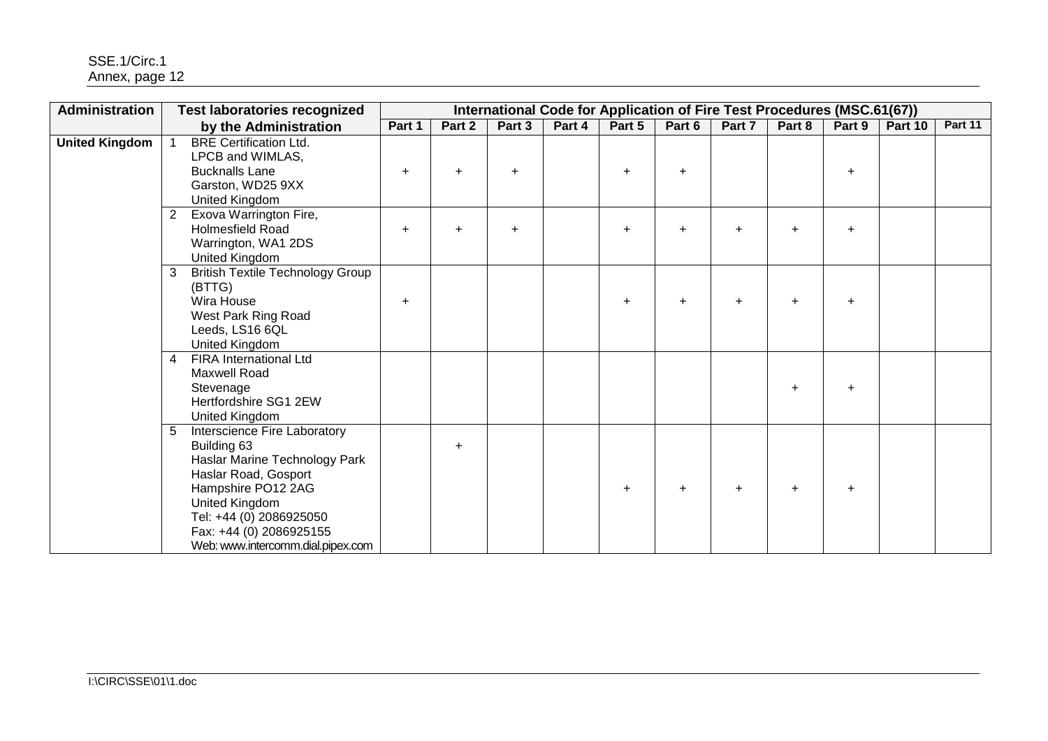| Administration | Test laboratories recognized by the Administration | International Code for Application of Fire Test Procedures (MSC.61(67)) | | | | | | | | | | |
|---|---|---|---|---|---|---|---|---|---|---|---|---|
| | | Part 1 | Part 2 | Part 3 | Part 4 | Part 5 | Part 6 | Part 7 | Part 8 | Part 9 | Part 10 | Part 11 |
| **United Kingdom** | 1 BRE Certification Ltd.<br>LPCB and WIMLAS,<br>Bucknalls Lane<br>Garston, WD25 9XX<br>United Kingdom | + | + | + | | + | + | | | + | | |
| | 2 Exova Warrington Fire,<br>Holmesfield Road<br>Warrington, WA1 2DS<br>United Kingdom | + | + | + | | + | + | + | + | + | | |
| | 3 British Textile Technology Group (BTTG)<br>Wira House<br>West Park Ring Road<br>Leeds, LS16 6QL<br>United Kingdom | + | | | | + | + | + | + | + | | |
| | 4 FIRA International Ltd<br>Maxwell Road<br>Stevenage<br>Hertfordshire SG1 2EW<br>United Kingdom | | | | | | | | + | + | | |
| | 5 Interscience Fire Laboratory<br>Building 63<br>Haslar Marine Technology Park<br>Haslar Road, Gosport<br>Hampshire PO12 2AG<br>United Kingdom<br>Tel: +44 (0) 2086925050<br>Fax: +44 (0) 2086925155<br>Web: www.intercomm.dial.pipex.com | | + | | | + | + | + | + | + | | |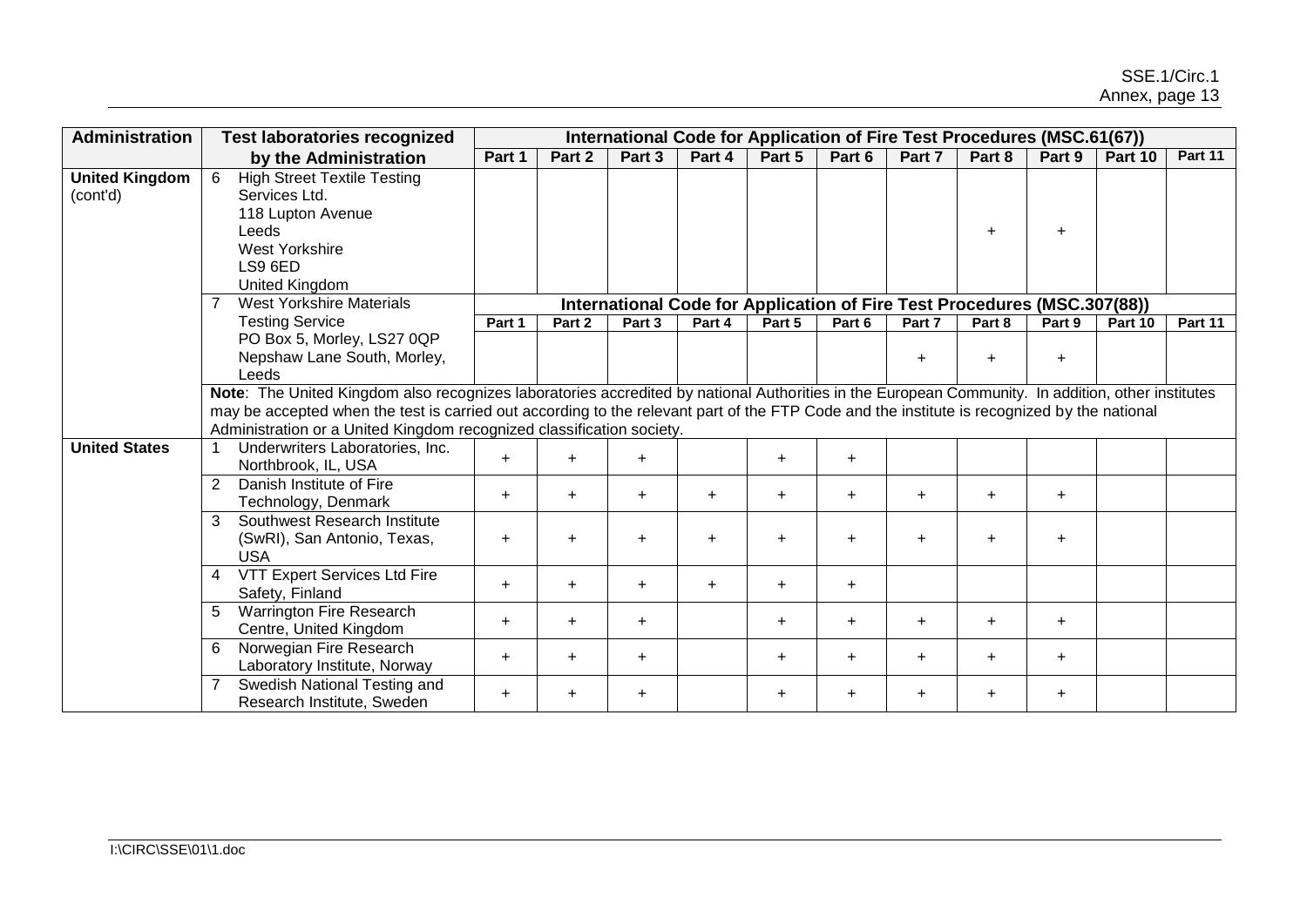| Administration | Test laboratories recognized by the Administration | International Code for Application of Fire Test Procedures (MSC.61(67)) | | | | | | | | | | |
|---|---|---|---|---|---|---|---|---|---|---|---|---|
| | | Part 1 | Part 2 | Part 3 | Part 4 | Part 5 | Part 6 | Part 7 | Part 8 | Part 9 | Part 10 | Part 11 |
| **United Kingdom** (cont'd) | 6 High Street Textile Testing Services Ltd. 118 Lupton Avenue Leeds West Yorkshire LS9 6ED United Kingdom | | | | | | | | + | + | | |
| | | **International Code for Application of Fire Test Procedures (MSC.307(88))** | | | | | | | | | | |
| | | **Part 1** | **Part 2** | **Part 3** | **Part 4** | **Part 5** | **Part 6** | **Part 7** | **Part 8** | **Part 9** | **Part 10** | **Part 11** |
| | 7 West Yorkshire Materials Testing Service PO Box 5, Morley, LS27 0QP Nepshaw Lane South, Morley, Leeds | | | | | | | + | + | + | | |
| | **Note**: The United Kingdom also recognizes laboratories accredited by national Authorities in the European Community. In addition, other institutes may be accepted when the test is carried out according to the relevant part of the FTP Code and the institute is recognized by the national Administration or a United Kingdom recognized classification society. | | | | | | | | | | | |
| **United States** | 1 Underwriters Laboratories, Inc. Northbrook, IL, USA | + | + | + | | + | + | | | | | |
| | 2 Danish Institute of Fire Technology, Denmark | + | + | + | + | + | + | + | + | + | | |
| | 3 Southwest Research Institute (SwRI), San Antonio, Texas, USA | + | + | + | + | + | + | + | + | + | | |
| | 4 VTT Expert Services Ltd Fire Safety, Finland | + | + | + | + | + | + | | | | | |
| | 5 Warrington Fire Research Centre, United Kingdom | + | + | + | | + | + | + | + | + | | |
| | 6 Norwegian Fire Research Laboratory Institute, Norway | + | + | + | | + | + | + | + | + | | |
| | 7 Swedish National Testing and Research Institute, Sweden | + | + | + | | + | + | + | + | + | | |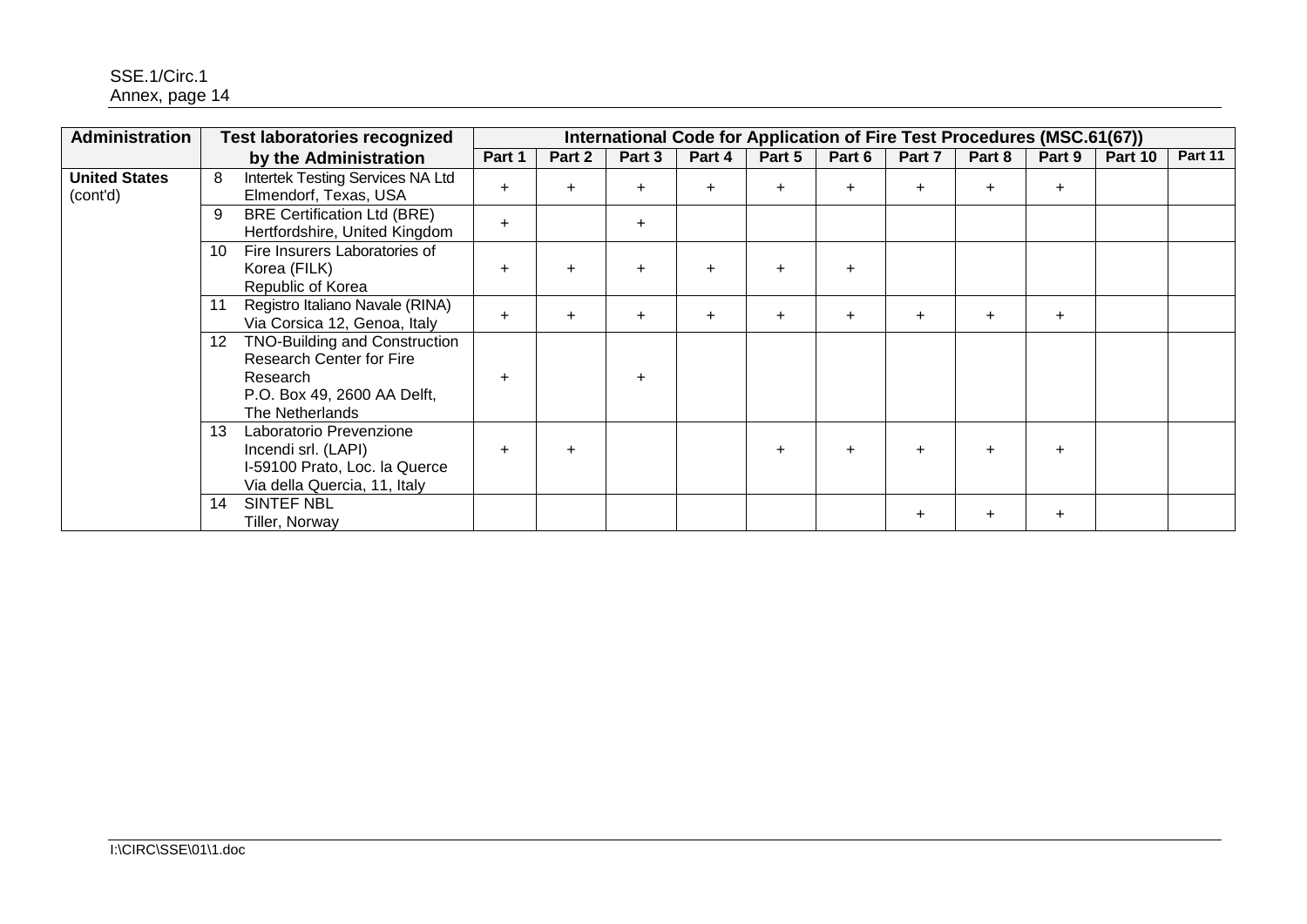| Administration | Test laboratories recognized by the Administration | International Code for Application of Fire Test Procedures (MSC.61(67)) | | | | | | | | | | |
|---|---|---|---|---|---|---|---|---|---|---|---|---|
| | | Part 1 | Part 2 | Part 3 | Part 4 | Part 5 | Part 6 | Part 7 | Part 8 | Part 9 | Part 10 | Part 11 |
| **United States** (cont'd) | 8 Intertek Testing Services NA Ltd Elmendorf, Texas, USA | + | + | + | + | + | + | + | + | + | | |
| | 9 BRE Certification Ltd (BRE) Hertfordshire, United Kingdom | + | | + | | | | | | | | |
| | 10 Fire Insurers Laboratories of Korea (FILK) Republic of Korea | + | + | + | + | + | + | | | | | |
| | 11 Registro Italiano Navale (RINA) Via Corsica 12, Genoa, Italy | + | + | + | + | + | + | + | + | + | | |
| | 12 TNO-Building and Construction Research Center for Fire Research P.O. Box 49, 2600 AA Delft, The Netherlands | + | | + | | | | | | | | |
| | 13 Laboratorio Prevenzione Incendi srl. (LAPI) I-59100 Prato, Loc. la Querce Via della Quercia, 11, Italy | + | + | | | + | + | + | + | + | | |
| | 14 SINTEF NBL Tiller, Norway | | | | | | | + | + | + | | |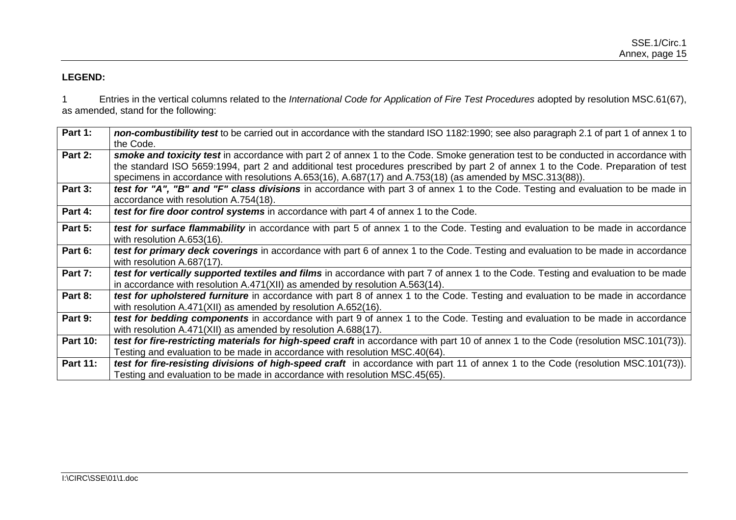**LEGEND:**

1 Entries in the vertical columns related to the *International Code for Application of Fire Test Procedures* adopted by resolution MSC.61(67), as amended, stand for the following:

| | |
|---|---|
| **Part 1:** | ***non-combustibility test*** to be carried out in accordance with the standard ISO 1182:1990; see also paragraph 2.1 of part 1 of annex 1 to the Code. |
| **Part 2:** | ***smoke and toxicity test*** in accordance with part 2 of annex 1 to the Code. Smoke generation test to be conducted in accordance with the standard ISO 5659:1994, part 2 and additional test procedures prescribed by part 2 of annex 1 to the Code. Preparation of test specimens in accordance with resolutions A.653(16), A.687(17) and A.753(18) (as amended by MSC.313(88)). |
| **Part 3:** | ***test for "A", "B" and "F" class divisions*** in accordance with part 3 of annex 1 to the Code. Testing and evaluation to be made in accordance with resolution A.754(18). |
| **Part 4:** | ***test for fire door control systems*** in accordance with part 4 of annex 1 to the Code. |
| **Part 5:** | ***test for surface flammability*** in accordance with part 5 of annex 1 to the Code. Testing and evaluation to be made in accordance with resolution A.653(16). |
| **Part 6:** | ***test for primary deck coverings*** in accordance with part 6 of annex 1 to the Code. Testing and evaluation to be made in accordance with resolution A.687(17). |
| **Part 7:** | ***test for vertically supported textiles and films*** in accordance with part 7 of annex 1 to the Code. Testing and evaluation to be made in accordance with resolution A.471(XII) as amended by resolution A.563(14). |
| **Part 8:** | ***test for upholstered furniture*** in accordance with part 8 of annex 1 to the Code. Testing and evaluation to be made in accordance with resolution A.471(XII) as amended by resolution A.652(16). |
| **Part 9:** | ***test for bedding components*** in accordance with part 9 of annex 1 to the Code. Testing and evaluation to be made in accordance with resolution A.471(XII) as amended by resolution A.688(17). |
| **Part 10:** | ***test for fire-restricting materials for high-speed craft*** in accordance with part 10 of annex 1 to the Code (resolution MSC.101(73)). Testing and evaluation to be made in accordance with resolution MSC.40(64). |
| **Part 11:** | ***test for fire-resisting divisions of high-speed craft*** in accordance with part 11 of annex 1 to the Code (resolution MSC.101(73)). Testing and evaluation to be made in accordance with resolution MSC.45(65). |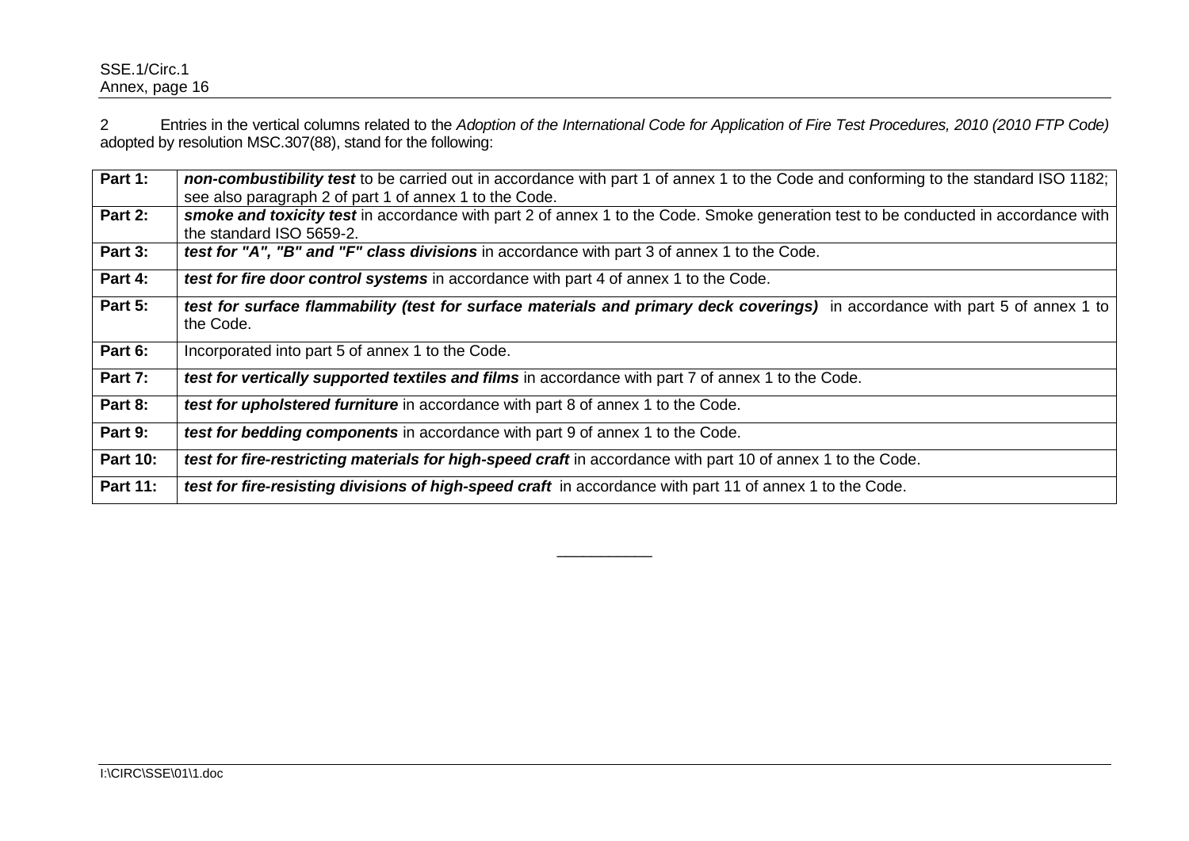2 Entries in the vertical columns related to the *Adoption of the International Code for Application of Fire Test Procedures, 2010 (2010 FTP Code)* adopted by resolution MSC.307(88), stand for the following:

| | |
|---|---|
| **Part 1:** | ***non-combustibility test*** to be carried out in accordance with part 1 of annex 1 to the Code and conforming to the standard ISO 1182; see also paragraph 2 of part 1 of annex 1 to the Code. |
| **Part 2:** | ***smoke and toxicity test*** in accordance with part 2 of annex 1 to the Code. Smoke generation test to be conducted in accordance with the standard ISO 5659-2. |
| **Part 3:** | ***test for "A", "B" and "F" class divisions*** in accordance with part 3 of annex 1 to the Code. |
| **Part 4:** | ***test for fire door control systems*** in accordance with part 4 of annex 1 to the Code. |
| **Part 5:** | ***test for surface flammability (test for surface materials and primary deck coverings)*** in accordance with part 5 of annex 1 to the Code. |
| **Part 6:** | Incorporated into part 5 of annex 1 to the Code. |
| **Part 7:** | ***test for vertically supported textiles and films*** in accordance with part 7 of annex 1 to the Code. |
| **Part 8:** | ***test for upholstered furniture*** in accordance with part 8 of annex 1 to the Code. |
| **Part 9:** | ***test for bedding components*** in accordance with part 9 of annex 1 to the Code. |
| **Part 10:** | ***test for fire-restricting materials for high-speed craft*** in accordance with part 10 of annex 1 to the Code. |
| **Part 11:** | ***test for fire-resisting divisions of high-speed craft*** in accordance with part 11 of annex 1 to the Code. |

___________